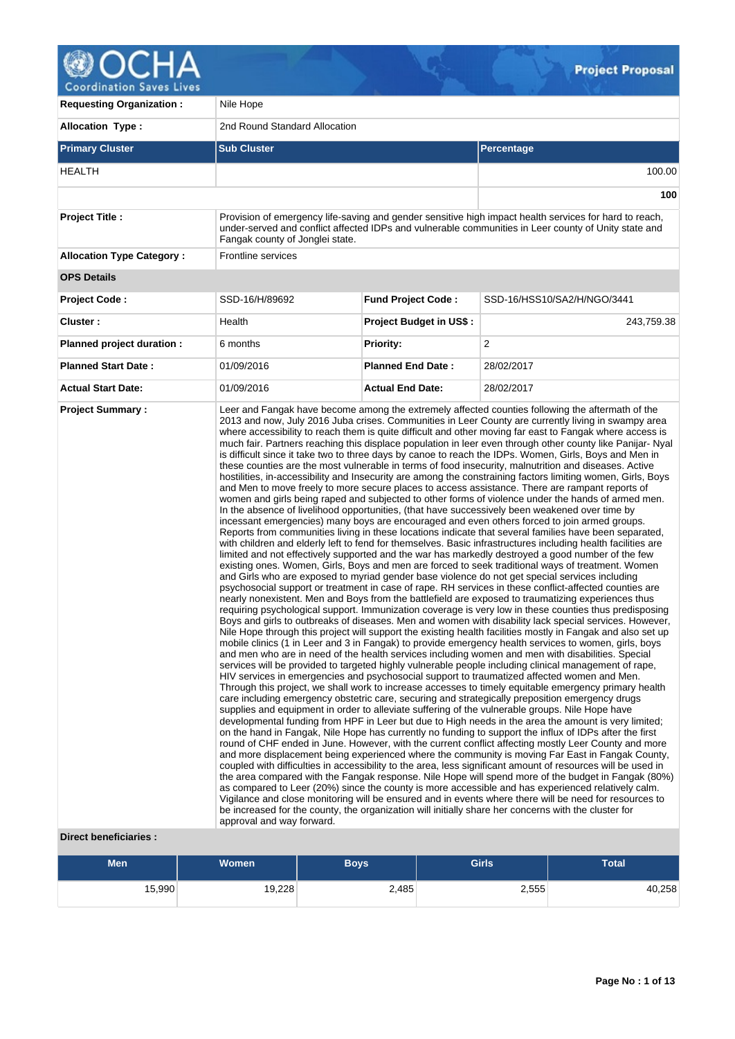# OCHA Coordination Saves Lives — Project Proposal

| | |
|---|---|
| **Requesting Organization :** | Nile Hope |
| **Allocation Type :** | 2nd Round Standard Allocation |

| Primary Cluster | Sub Cluster | Percentage |
|---|---|---|
| HEALTH | | 100.00 |
| | | **100** |

| | |
|---|---|
| **Project Title :** | Provision of emergency life-saving and gender sensitive high impact health services for hard to reach, under-served and conflict affected IDPs and vulnerable communities in Leer county of Unity state and Fangak county of Jonglei state. |
| **Allocation Type Category :** | Frontline services |

**OPS Details**

| | | | |
|---|---|---|---|
| **Project Code :** | SSD-16/H/89692 | **Fund Project Code :** | SSD-16/HSS10/SA2/H/NGO/3441 |
| **Cluster :** | Health | **Project Budget in US$ :** | 243,759.38 |
| **Planned project duration :** | 6 months | **Priority:** | 2 |
| **Planned Start Date :** | 01/09/2016 | **Planned End Date :** | 28/02/2017 |
| **Actual Start Date:** | 01/09/2016 | **Actual End Date:** | 28/02/2017 |

**Project Summary :**

Leer and Fangak have become among the extremely affected counties following the aftermath of the 2013 and now, July 2016 Juba crises. Communities in Leer County are currently living in swampy area where accessibility to reach them is quite difficult and other moving far east to Fangak where access is much fair. Partners reaching this displace population in leer even through other county like Panijar- Nyal is difficult since it take two to three days by canoe to reach the IDPs. Women, Girls, Boys and Men in these counties are the most vulnerable in terms of food insecurity, malnutrition and diseases. Active hostilities, in-accessibility and Insecurity are among the constraining factors limiting women, Girls, Boys and Men to move freely to more secure places to access assistance. There are rampant reports of women and girls being raped and subjected to other forms of violence under the hands of armed men. In the absence of livelihood opportunities, (that have successively been weakened over time by incessant emergencies) many boys are encouraged and even others forced to join armed groups. Reports from communities living in these locations indicate that several families have been separated, with children and elderly left to fend for themselves. Basic infrastructures including health facilities are limited and not effectively supported and the war has markedly destroyed a good number of the few existing ones. Women, Girls, Boys and men are forced to seek traditional ways of treatment. Women and Girls who are exposed to myriad gender base violence do not get special services including psychosocial support or treatment in case of rape. RH services in these conflict-affected counties are nearly nonexistent. Men and Boys from the battlefield are exposed to traumatizing experiences thus requiring psychological support. Immunization coverage is very low in these counties thus predisposing Boys and girls to outbreaks of diseases. Men and women with disability lack special services. However, Nile Hope through this project will support the existing health facilities mostly in Fangak and also set up mobile clinics (1 in Leer and 3 in Fangak) to provide emergency health services to women, girls, boys and men who are in need of the health services including women and men with disabilities. Special services will be provided to targeted highly vulnerable people including clinical management of rape, HIV services in emergencies and psychosocial support to traumatized affected women and Men. Through this project, we shall work to increase accesses to timely equitable emergency primary health care including emergency obstetric care, securing and strategically preposition emergency drugs supplies and equipment in order to alleviate suffering of the vulnerable groups. Nile Hope have developmental funding from HPF in Leer but due to High needs in the area the amount is very limited; on the hand in Fangak, Nile Hope has currently no funding to support the influx of IDPs after the first round of CHF ended in June. However, with the current conflict affecting mostly Leer County and more and more displacement being experienced where the community is moving Far East in Fangak County, coupled with difficulties in accessibility to the area, less significant amount of resources will be used in the area compared with the Fangak response. Nile Hope will spend more of the budget in Fangak (80%) as compared to Leer (20%) since the county is more accessible and has experienced relatively calm. Vigilance and close monitoring will be ensured and in events where there will be need for resources to be increased for the county, the organization will initially share her concerns with the cluster for approval and way forward.

**Direct beneficiaries :**

| Men | Women | Boys | Girls | Total |
|---|---|---|---|---|
| 15,990 | 19,228 | 2,485 | 2,555 | 40,258 |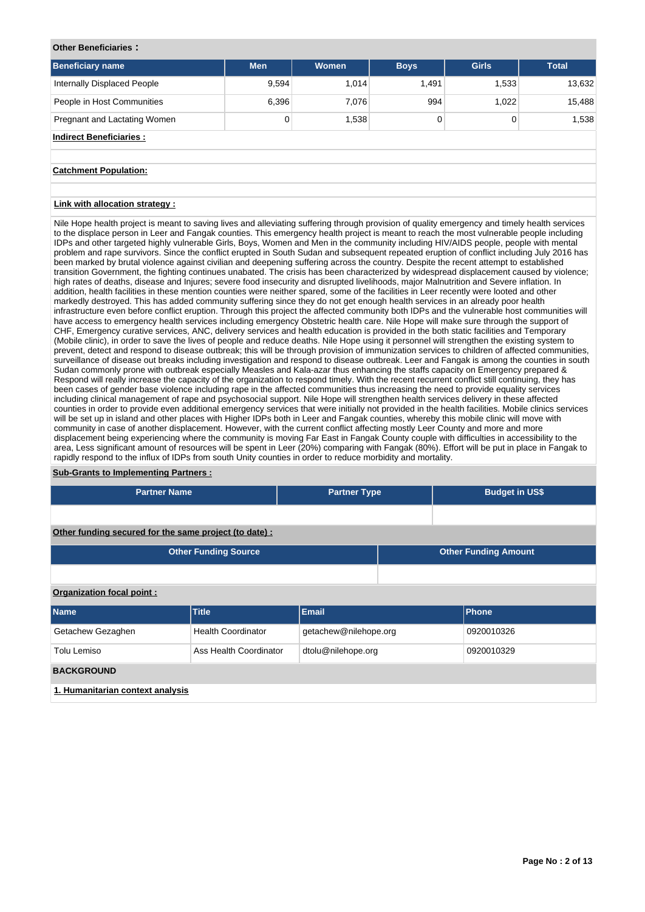**Other Beneficiaries :**

| Beneficiary name | Men | Women | Boys | Girls | Total |
|---|---|---|---|---|---|
| Internally Displaced People | 9,594 | 1,014 | 1,491 | 1,533 | 13,632 |
| People in Host Communities | 6,396 | 7,076 | 994 | 1,022 | 15,488 |
| Pregnant and Lactating Women | 0 | 1,538 | 0 | 0 | 1,538 |

**Indirect Beneficiaries :**

**Catchment Population:**

**Link with allocation strategy :**

Nile Hope health project is meant to saving lives and alleviating suffering through provision of quality emergency and timely health services to the displace person in Leer and Fangak counties. This emergency health project is meant to reach the most vulnerable people including IDPs and other targeted highly vulnerable Girls, Boys, Women and Men in the community including HIV/AIDS people, people with mental problem and rape survivors. Since the conflict erupted in South Sudan and subsequent repeated eruption of conflict including July 2016 has been marked by brutal violence against civilian and deepening suffering across the country. Despite the recent attempt to established transition Government, the fighting continues unabated. The crisis has been characterized by widespread displacement caused by violence; high rates of deaths, disease and Injures; severe food insecurity and disrupted livelihoods, major Malnutrition and Severe inflation. In addition, health facilities in these mention counties were neither spared, some of the facilities in Leer recently were looted and other markedly destroyed. This has added community suffering since they do not get enough health services in an already poor health infrastructure even before conflict eruption. Through this project the affected community both IDPs and the vulnerable host communities will have access to emergency health services including emergency Obstetric health care. Nile Hope will make sure through the support of CHF, Emergency curative services, ANC, delivery services and health education is provided in the both static facilities and Temporary (Mobile clinic), in order to save the lives of people and reduce deaths. Nile Hope using it personnel will strengthen the existing system to prevent, detect and respond to disease outbreak; this will be through provision of immunization services to children of affected communities, surveillance of disease out breaks including investigation and respond to disease outbreak. Leer and Fangak are among the counties in south Sudan commonly prone with outbreak especially Measles and Kala-azar thus enhancing the staffs capacity on Emergency prepared & Respond will really increase the capacity of the organization to respond timely. With the recent recurrent conflict still continuing, they has been cases of gender base violence including rape in the affected communities thus increasing the need to provide equality services including clinical management of rape and psychosocial support. Nile Hope will strengthen health services delivery in these affected counties in order to provide even additional emergency services that were initially not provided in the health facilities. Mobile clinics services will be set up in island and other places with Higher IDPs both in Leer and Fangak counties, whereby this mobile clinic will move with community in case of another displacement. However, with the current conflict affecting mostly Leer County and more and more displacement being experiencing where the community is moving Far East in Fangak County couple with difficulties in accessibility to the area, Less significant amount of resources will be spent in Leer (20%) comparing with Fangak (80%). Effort will be put in place in Fangak to rapidly respond to the influx of IDPs from south Unity counties in order to reduce morbidity and mortality.

**Sub-Grants to Implementing Partners :**

| Partner Name | Partner Type | Budget in US$ |
|---|---|---|
| | | |

**Other funding secured for the same project (to date) :**

| Other Funding Source | Other Funding Amount |
|---|---|
| | |

**Organization focal point :**

| Name | Title | Email | Phone |
|---|---|---|---|
| Getachew Gezaghen | Health Coordinator | getachew@nilehope.org | 0920010326 |
| Tolu Lemiso | Ass Health Coordinator | dtolu@nilehope.org | 0920010329 |

## BACKGROUND

**1. Humanitarian context analysis**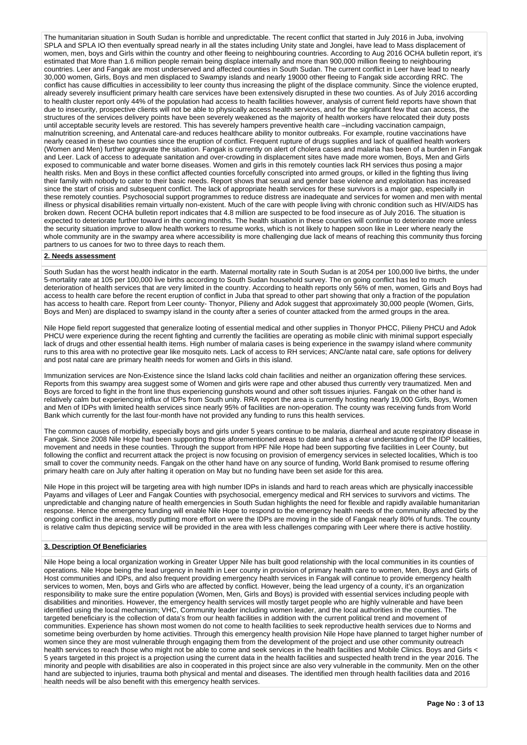The humanitarian situation in South Sudan is horrible and unpredictable. The recent conflict that started in July 2016 in Juba, involving SPLA and SPLA IO then eventually spread nearly in all the states including Unity state and Jonglei, have lead to Mass displacement of women, men, boys and Girls within the country and other fleeing to neighbouring countries. According to Aug 2016 OCHA bulletin report, it's estimated that More than 1.6 million people remain being displace internally and more than 900,000 million fleeing to neighbouring countries. Leer and Fangak are most underserved and affected counties in South Sudan. The current conflict in Leer have lead to nearly 30,000 women, Girls, Boys and men displaced to Swampy islands and nearly 19000 other fleeing to Fangak side according RRC. The conflict has cause difficulties in accessibility to leer county thus increasing the plight of the displace community. Since the violence erupted, already severely insufficient primary health care services have been extensively disrupted in these two counties. As of July 2016 according to health cluster report only 44% of the population had access to health facilities however, analysis of current field reports have shown that due to insecurity, prospective clients will not be able to physically access health services, and for the significant few that can access, the structures of the services delivery points have been severely weakened as the majority of health workers have relocated their duty posts until acceptable security levels are restored. This has severely hampers preventive health care –including vaccination campaign, malnutrition screening, and Antenatal care-and reduces healthcare ability to monitor outbreaks. For example, routine vaccinations have nearly ceased in these two counties since the eruption of conflict. Frequent rupture of drugs supplies and lack of qualified health workers (Women and Men) further aggravate the situation. Fangak is currently on alert of cholera cases and malaria has been of a burden in Fangak and Leer. Lack of access to adequate sanitation and over-crowding in displacement sites have made more women, Boys, Men and Girls exposed to communicable and water borne diseases. Women and girls in this remotely counties lack RH services thus posing a major health risks. Men and Boys in these conflict affected counties forcefully conscripted into armed groups, or killed in the fighting thus living their family with nobody to cater to their basic needs. Report shows that sexual and gender base violence and exploitation has increased since the start of crisis and subsequent conflict. The lack of appropriate health services for these survivors is a major gap, especially in these remotely counties. Psychosocial support programmes to reduce distress are inadequate and services for women and men with mental illness or physical disabilities remain virtually non-existent. Much of the care with people living with chronic condition such as HIV/AIDS has broken down. Recent OCHA bulletin report indicates that 4.8 million are suspected to be food insecure as of July 2016. The situation is expected to deteriorate further toward in the coming months. The health situation in these counties will continue to deteriorate more unless the security situation improve to allow health workers to resume works, which is not likely to happen soon like in Leer where nearly the whole community are in the swampy area where accessibility is more challenging due lack of means of reaching this community thus forcing partners to us canoes for two to three days to reach them.

## 2. Needs assessment

South Sudan has the worst health indicator in the earth. Maternal mortality rate in South Sudan is at 2054 per 100,000 live births, the under 5-mortality rate at 105 per 100,000 live births according to South Sudan household survey. The on going conflict has led to much deterioration of health services that are very limited in the country. According to health reports only 56% of men, women, Girls and Boys had access to health care before the recent eruption of conflict in Juba that spread to other part showing that only a fraction of the population has access to health care. Report from Leer county- Thonyor, Pilieny and Adok suggest that approximately 30,000 people (Women, Girls, Boys and Men) are displaced to swampy island in the county after a series of counter attacked from the armed groups in the area.

Nile Hope field report suggested that generalize looting of essential medical and other supplies in Thonyor PHCC, Pilieny PHCU and Adok PHCU were experience during the recent fighting and currently the facilities are operating as mobile clinic with minimal support especially lack of drugs and other essential health items. High number of malaria cases is being experience in the swampy island where community runs to this area with no protective gear like mosquito nets. Lack of access to RH services; ANC/ante natal care, safe options for delivery and post natal care are primary health needs for women and Girls in this island.

Immunization services are Non-Existence since the Island lacks cold chain facilities and neither an organization offering these services. Reports from this swampy area suggest some of Women and girls were rape and other abused thus currently very traumatized. Men and Boys are forced to fight in the front line thus experiencing gunshots wound and other soft tissues injuries. Fangak on the other hand is relatively calm but experiencing influx of IDPs from South unity. RRA report the area is currently hosting nearly 19,000 Girls, Boys, Women and Men of IDPs with limited health services since nearly 95% of facilities are non-operation. The county was receiving funds from World Bank which currently for the last four-month have not provided any funding to runs this health services.

The common causes of morbidity, especially boys and girls under 5 years continue to be malaria, diarrheal and acute respiratory disease in Fangak. Since 2008 Nile Hope had been supporting those aforementioned areas to date and has a clear understanding of the IDP localities, movement and needs in these counties. Through the support from HPF Nile Hope had been supporting five facilities in Leer County, but following the conflict and recurrent attack the project is now focusing on provision of emergency services in selected localities, Which is too small to cover the community needs. Fangak on the other hand have on any source of funding, World Bank promised to resume offering primary health care on July after halting it operation on May but no funding have been set aside for this area.

Nile Hope in this project will be targeting area with high number IDPs in islands and hard to reach areas which are physically inaccessible Payams and villages of Leer and Fangak Counties with psychosocial, emergency medical and RH services to survivors and victims. The unpredictable and changing nature of health emergencies in South Sudan highlights the need for flexible and rapidly available humanitarian response. Hence the emergency funding will enable Nile Hope to respond to the emergency health needs of the community affected by the ongoing conflict in the areas, mostly putting more effort on were the IDPs are moving in the side of Fangak nearly 80% of funds. The county is relative calm thus depicting service will be provided in the area with less challenges comparing with Leer where there is active hostility.

## 3. Description Of Beneficiaries

Nile Hope being a local organization working in Greater Upper Nile has built good relationship with the local communities in its counties of operations. Nile Hope being the lead urgency in health in Leer county in provision of primary health care to women, Men, Boys and Girls of Host communities and IDPs, and also frequent providing emergency health services in Fangak will continue to provide emergency health services to women, Men, boys and Girls who are affected by conflict. However, being the lead urgency of a county, it's an organization responsibility to make sure the entire population (Women, Men, Girls and Boys) is provided with essential services including people with disabilities and minorities. However, the emergency health services will mostly target people who are highly vulnerable and have been identified using the local mechanism; VHC, Community leader including women leader, and the local authorities in the counties. The targeted beneficiary is the collection of data's from our health facilities in addition with the current political trend and movement of communities. Experience has shown most women do not come to health facilities to seek reproductive health services due to Norms and sometime being overburden by home activities. Through this emergency health provision Nile Hope have planned to target higher number of women since they are most vulnerable through engaging them from the development of the project and use other community outreach health services to reach those who might not be able to come and seek services in the health facilities and Mobile Clinics. Boys and Girls < 5 years targeted in this project is a projection using the current data in the health facilities and suspected health trend in the year 2016. The minority and people with disabilities are also in cooperated in this project since are also very vulnerable in the community. Men on the other hand are subjected to injuries, trauma both physical and mental and diseases. The identified men through health facilities data and 2016 health needs will be also benefit with this emergency health services.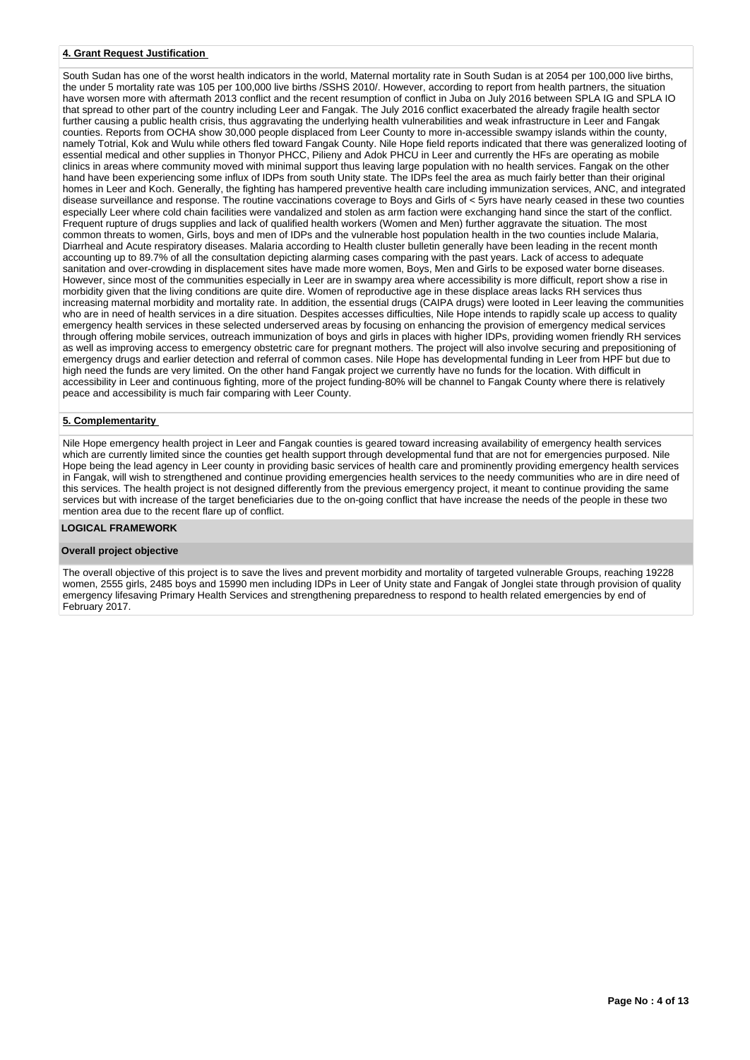#### **4. Grant Request Justification**

South Sudan has one of the worst health indicators in the world, Maternal mortality rate in South Sudan is at 2054 per 100,000 live births, the under 5 mortality rate was 105 per 100,000 live births /SSHS 2010/. However, according to report from health partners, the situation have worsen more with aftermath 2013 conflict and the recent resumption of conflict in Juba on July 2016 between SPLA IG and SPLA IO that spread to other part of the country including Leer and Fangak. The July 2016 conflict exacerbated the already fragile health sector further causing a public health crisis, thus aggravating the underlying health vulnerabilities and weak infrastructure in Leer and Fangak counties. Reports from OCHA show 30,000 people displaced from Leer County to more in-accessible swampy islands within the county, namely Totrial, Kok and Wulu while others fled toward Fangak County. Nile Hope field reports indicated that there was generalized looting of essential medical and other supplies in Thonyor PHCC, Pilieny and Adok PHCU in Leer and currently the HFs are operating as mobile clinics in areas where community moved with minimal support thus leaving large population with no health services. Fangak on the other hand have been experiencing some influx of IDPs from south Unity state. The IDPs feel the area as much fairly better than their original homes in Leer and Koch. Generally, the fighting has hampered preventive health care including immunization services, ANC, and integrated disease surveillance and response. The routine vaccinations coverage to Boys and Girls of < 5yrs have nearly ceased in these two counties especially Leer where cold chain facilities were vandalized and stolen as arm faction were exchanging hand since the start of the conflict. Frequent rupture of drugs supplies and lack of qualified health workers (Women and Men) further aggravate the situation. The most common threats to women, Girls, boys and men of IDPs and the vulnerable host population health in the two counties include Malaria, Diarrheal and Acute respiratory diseases. Malaria according to Health cluster bulletin generally have been leading in the recent month accounting up to 89.7% of all the consultation depicting alarming cases comparing with the past years. Lack of access to adequate sanitation and over-crowding in displacement sites have made more women, Boys, Men and Girls to be exposed water borne diseases. However, since most of the communities especially in Leer are in swampy area where accessibility is more difficult, report show a rise in morbidity given that the living conditions are quite dire. Women of reproductive age in these displace areas lacks RH services thus increasing maternal morbidity and mortality rate. In addition, the essential drugs (CAIPA drugs) were looted in Leer leaving the communities who are in need of health services in a dire situation. Despites accesses difficulties, Nile Hope intends to rapidly scale up access to quality emergency health services in these selected underserved areas by focusing on enhancing the provision of emergency medical services through offering mobile services, outreach immunization of boys and girls in places with higher IDPs, providing women friendly RH services as well as improving access to emergency obstetric care for pregnant mothers. The project will also involve securing and prepositioning of emergency drugs and earlier detection and referral of common cases. Nile Hope has developmental funding in Leer from HPF but due to high need the funds are very limited. On the other hand Fangak project we currently have no funds for the location. With difficult in accessibility in Leer and continuous fighting, more of the project funding-80% will be channel to Fangak County where there is relatively peace and accessibility is much fair comparing with Leer County.

#### **5. Complementarity**

Nile Hope emergency health project in Leer and Fangak counties is geared toward increasing availability of emergency health services which are currently limited since the counties get health support through developmental fund that are not for emergencies purposed. Nile Hope being the lead agency in Leer county in providing basic services of health care and prominently providing emergency health services in Fangak, will wish to strengthened and continue providing emergencies health services to the needy communities who are in dire need of this services. The health project is not designed differently from the previous emergency project, it meant to continue providing the same services but with increase of the target beneficiaries due to the on-going conflict that have increase the needs of the people in these two mention area due to the recent flare up of conflict.

### **LOGICAL FRAMEWORK**

#### **Overall project objective**

The overall objective of this project is to save the lives and prevent morbidity and mortality of targeted vulnerable Groups, reaching 19228 women, 2555 girls, 2485 boys and 15990 men including IDPs in Leer of Unity state and Fangak of Jonglei state through provision of quality emergency lifesaving Primary Health Services and strengthening preparedness to respond to health related emergencies by end of February 2017.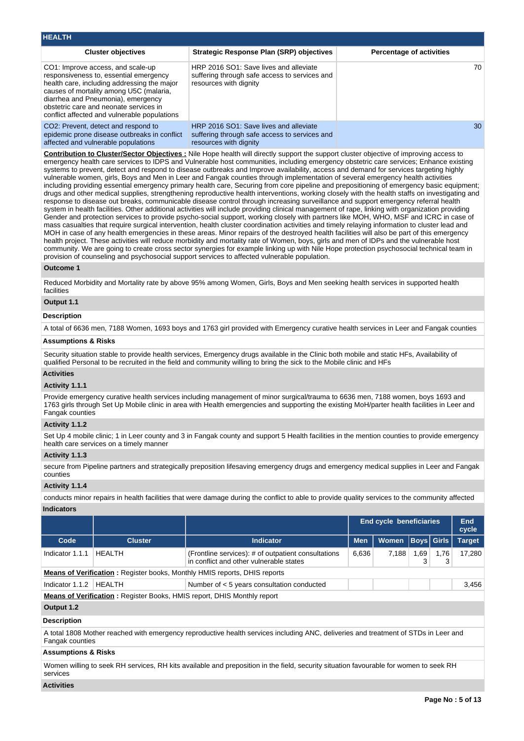## HEALTH

| Cluster objectives | Strategic Response Plan (SRP) objectives | Percentage of activities |
|---|---|---|
| CO1: Improve access, and scale-up responsiveness to, essential emergency health care, including addressing the major causes of mortality among U5C (malaria, diarrhea and Pneumonia), emergency obstetric care and neonate services in conflict affected and vulnerable populations | HRP 2016 SO1: Save lives and alleviate suffering through safe access to services and resources with dignity | 70 |
| CO2: Prevent, detect and respond to epidemic prone disease outbreaks in conflict affected and vulnerable populations | HRP 2016 SO1: Save lives and alleviate suffering through safe access to services and resources with dignity | 30 |

**Contribution to Cluster/Sector Objectives :** Nile Hope health will directly support the support cluster objective of improving access to emergency health care services to IDPS and Vulnerable host communities, including emergency obstetric care services; Enhance existing systems to prevent, detect and respond to disease outbreaks and Improve availability, access and demand for services targeting highly vulnerable women, girls, Boys and Men in Leer and Fangak counties through implementation of several emergency health activities including providing essential emergency primary health care, Securing from core pipeline and prepositioning of emergency basic equipment; drugs and other medical supplies, strengthening reproductive health interventions, working closely with the health staffs on investigating and response to disease out breaks, communicable disease control through increasing surveillance and support emergency referral health system in health facilities. Other additional activities will include providing clinical management of rape, linking with organization providing Gender and protection services to provide psycho-social support, working closely with partners like MOH, WHO, MSF and ICRC in case of mass casualties that require surgical intervention, health cluster coordination activities and timely relaying information to cluster lead and MOH in case of any health emergencies in these areas. Minor repairs of the destroyed health facilities will also be part of this emergency health project. These activities will reduce morbidity and mortality rate of Women, boys, girls and men of IDPs and the vulnerable host community. We are going to create cross sector synergies for example linking up with Nile Hope protection psychosocial technical team in provision of counseling and psychosocial support services to affected vulnerable population.

**Outcome 1**

Reduced Morbidity and Mortality rate by above 95% among Women, Girls, Boys and Men seeking health services in supported health facilities

**Output 1.1**

**Description**

A total of 6636 men, 7188 Women, 1693 boys and 1763 girl provided with Emergency curative health services in Leer and Fangak counties

**Assumptions & Risks**

Security situation stable to provide health services, Emergency drugs available in the Clinic both mobile and static HFs, Availability of qualified Personal to be recruited in the field and community willing to bring the sick to the Mobile clinic and HFs

**Activities**

**Activity 1.1.1**

Provide emergency curative health services including management of minor surgical/trauma to 6636 men, 7188 women, boys 1693 and 1763 girls through Set Up Mobile clinic in area with Health emergencies and supporting the existing MoH/parter health facilities in Leer and Fangak counties

**Activity 1.1.2**

Set Up 4 mobile clinic; 1 in Leer county and 3 in Fangak county and support 5 Health facilities in the mention counties to provide emergency health care services on a timely manner

**Activity 1.1.3**

secure from Pipeline partners and strategically preposition lifesaving emergency drugs and emergency medical supplies in Leer and Fangak counties

**Activity 1.1.4**

conducts minor repairs in health facilities that were damage during the conflict to able to provide quality services to the community affected

**Indicators**

| | | | End cycle beneficiaries | | | | End cycle |
|---|---|---|---|---|---|---|---|
| Code | Cluster | Indicator | Men | Women | Boys | Girls | Target |
| Indicator 1.1.1 | HEALTH | (Frontline services): # of outpatient consultations in conflict and other vulnerable states | 6,636 | 7,188 | 1,693 | 1,763 | 17,280 |
| **Means of Verification :** Register books, Monthly HMIS reports, DHIS reports | | | | | | | |
| Indicator 1.1.2 | HEALTH | Number of < 5 years consultation conducted | | | | | 3,456 |
| **Means of Verification :** Register Books, HMIS report, DHIS Monthly report | | | | | | | |

**Output 1.2**

**Description**

A total 1808 Mother reached with emergency reproductive health services including ANC, deliveries and treatment of STDs in Leer and Fangak counties

**Assumptions & Risks**

Women willing to seek RH services, RH kits available and preposition in the field, security situation favourable for women to seek RH services

**Activities**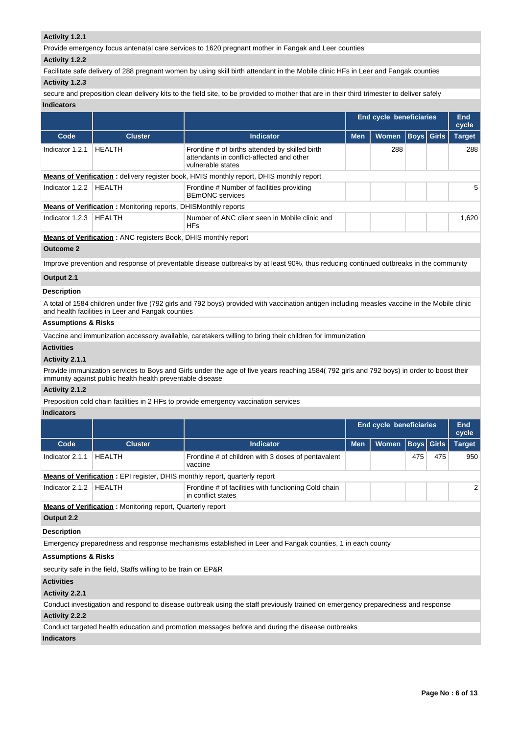**Activity 1.2.1**

Provide emergency focus antenatal care services to 1620 pregnant mother in Fangak and Leer counties

**Activity 1.2.2**

Facilitate safe delivery of 288 pregnant women by using skill birth attendant in the Mobile clinic HFs in Leer and Fangak counties

**Activity 1.2.3**

secure and preposition clean delivery kits to the field site, to be provided to mother that are in their third trimester to deliver safely

**Indicators**

| | | | End cycle beneficiaries | | | | End cycle |
|---|---|---|---|---|---|---|---|
| Code | Cluster | Indicator | Men | Women | Boys | Girls | Target |
| Indicator 1.2.1 | HEALTH | Frontline # of births attended by skilled birth attendants in conflict-affected and other vulnerable states | | 288 | | | 288 |
| **Means of Verification :** delivery register book, HMIS monthly report, DHIS monthly report | | | | | | | |
| Indicator 1.2.2 | HEALTH | Frontline # Number of facilities providing BEmONC services | | | | | 5 |
| **Means of Verification :** Monitoring reports, DHISMonthly reports | | | | | | | |
| Indicator 1.2.3 | HEALTH | Number of ANC client seen in Mobile clinic and HFs | | | | | 1,620 |
| **Means of Verification :** ANC registers Book, DHIS monthly report | | | | | | | |

**Outcome 2**

Improve prevention and response of preventable disease outbreaks by at least 90%, thus reducing continued outbreaks in the community

**Output 2.1**

**Description**

A total of 1584 children under five (792 girls and 792 boys) provided with vaccination antigen including measles vaccine in the Mobile clinic and health facilities in Leer and Fangak counties

**Assumptions & Risks**

Vaccine and immunization accessory available, caretakers willing to bring their children for immunization

**Activities**

**Activity 2.1.1**

Provide immunization services to Boys and Girls under the age of five years reaching 1584( 792 girls and 792 boys) in order to boost their immunity against public health health preventable disease

**Activity 2.1.2**

Preposition cold chain facilities in 2 HFs to provide emergency vaccination services

**Indicators**

| | | | End cycle beneficiaries | | | | End cycle |
|---|---|---|---|---|---|---|---|
| Code | Cluster | Indicator | Men | Women | Boys | Girls | Target |
| Indicator 2.1.1 | HEALTH | Frontline # of children with 3 doses of pentavalent vaccine | | | 475 | 475 | 950 |
| **Means of Verification :** EPI register, DHIS monthly report, quarterly report | | | | | | | |
| Indicator 2.1.2 | HEALTH | Frontline # of facilities with functioning Cold chain in conflict states | | | | | 2 |
| **Means of Verification :** Monitoring report, Quarterly report | | | | | | | |

**Output 2.2**

**Description**

Emergency preparedness and response mechanisms established in Leer and Fangak counties, 1 in each county

**Assumptions & Risks**

security safe in the field, Staffs willing to be train on EP&R

**Activities**

**Activity 2.2.1**

Conduct investigation and respond to disease outbreak using the staff previously trained on emergency preparedness and response

**Activity 2.2.2**

Conduct targeted health education and promotion messages before and during the disease outbreaks

**Indicators**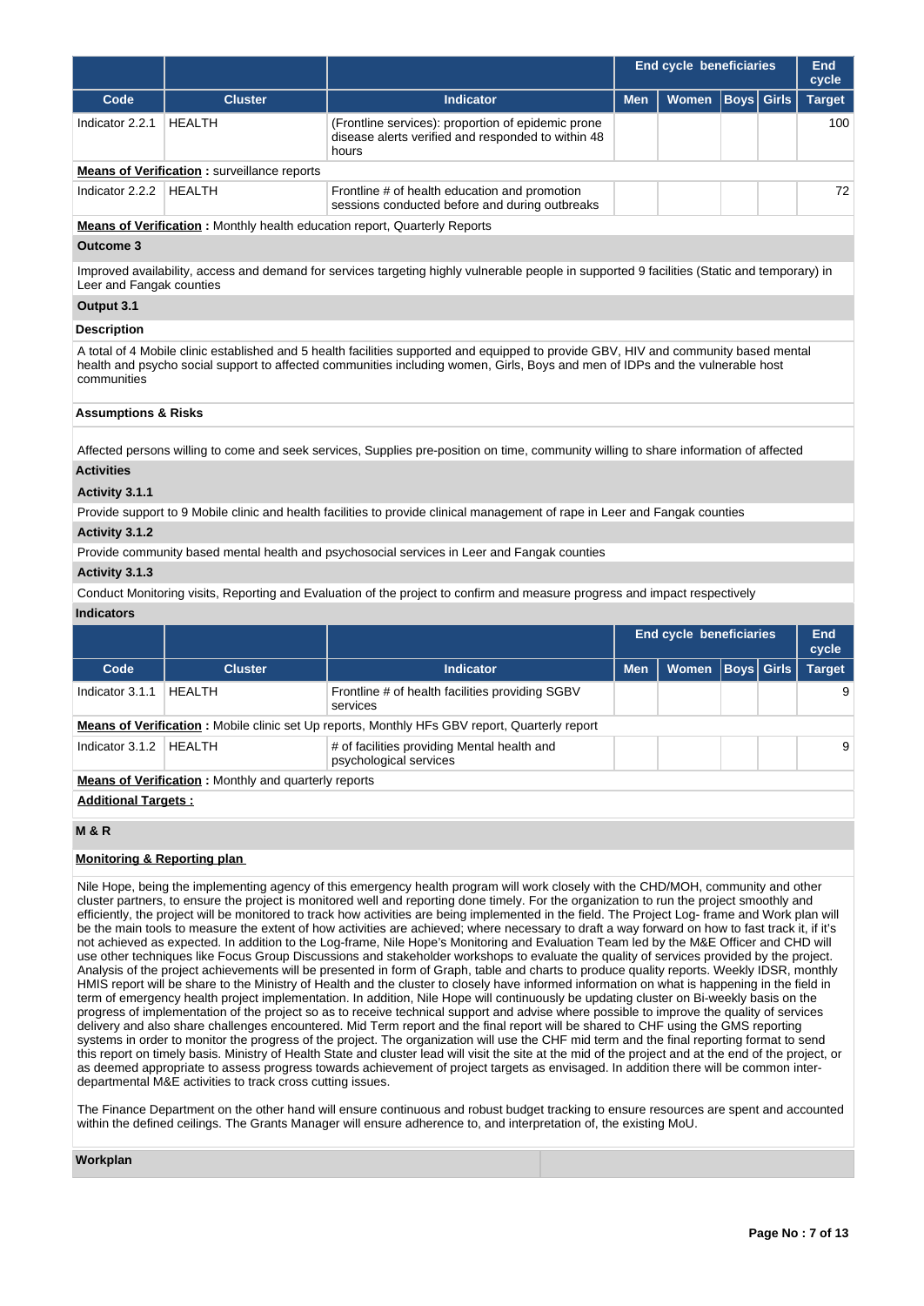| | | | End cycle beneficiaries | | | | End cycle |
|---|---|---|---|---|---|---|---|
| **Code** | **Cluster** | **Indicator** | **Men** | **Women** | **Boys** | **Girls** | **Target** |
| Indicator 2.2.1 | HEALTH | (Frontline services): proportion of epidemic prone disease alerts verified and responded to within 48 hours | | | | | 100 |

**Means of Verification :** surveillance reports

| | | | | | | | |
|---|---|---|---|---|---|---|---|
| Indicator 2.2.2 | HEALTH | Frontline # of health education and promotion sessions conducted before and during outbreaks | | | | | 72 |

**Means of Verification :** Monthly health education report, Quarterly Reports

**Outcome 3**

Improved availability, access and demand for services targeting highly vulnerable people in supported 9 facilities (Static and temporary) in Leer and Fangak counties

**Output 3.1**

**Description**

A total of 4 Mobile clinic established and 5 health facilities supported and equipped to provide GBV, HIV and community based mental health and psycho social support to affected communities including women, Girls, Boys and men of IDPs and the vulnerable host communities

**Assumptions & Risks**

Affected persons willing to come and seek services, Supplies pre-position on time, community willing to share information of affected

**Activities**

**Activity 3.1.1**

Provide support to 9 Mobile clinic and health facilities to provide clinical management of rape in Leer and Fangak counties

**Activity 3.1.2**

Provide community based mental health and psychosocial services in Leer and Fangak counties

**Activity 3.1.3**

Conduct Monitoring visits, Reporting and Evaluation of the project to confirm and measure progress and impact respectively

**Indicators**

| | | | End cycle beneficiaries | | | | End cycle |
|---|---|---|---|---|---|---|---|
| **Code** | **Cluster** | **Indicator** | **Men** | **Women** | **Boys** | **Girls** | **Target** |
| Indicator 3.1.1 | HEALTH | Frontline # of health facilities providing SGBV services | | | | | 9 |

**Means of Verification :** Mobile clinic set Up reports, Monthly HFs GBV report, Quarterly report

| | | | | | | | |
|---|---|---|---|---|---|---|---|
| Indicator 3.1.2 | HEALTH | # of facilities providing Mental health and psychological services | | | | | 9 |

**Means of Verification :** Monthly and quarterly reports

**Additional Targets :**

**M & R**

**Monitoring & Reporting plan**

Nile Hope, being the implementing agency of this emergency health program will work closely with the CHD/MOH, community and other cluster partners, to ensure the project is monitored well and reporting done timely. For the organization to run the project smoothly and efficiently, the project will be monitored to track how activities are being implemented in the field. The Project Log- frame and Work plan will be the main tools to measure the extent of how activities are achieved; where necessary to draft a way forward on how to fast track it, if it's not achieved as expected. In addition to the Log-frame, Nile Hope's Monitoring and Evaluation Team led by the M&E Officer and CHD will use other techniques like Focus Group Discussions and stakeholder workshops to evaluate the quality of services provided by the project. Analysis of the project achievements will be presented in form of Graph, table and charts to produce quality reports. Weekly IDSR, monthly HMIS report will be share to the Ministry of Health and the cluster to closely have informed information on what is happening in the field in term of emergency health project implementation. In addition, Nile Hope will continuously be updating cluster on Bi-weekly basis on the progress of implementation of the project so as to receive technical support and advise where possible to improve the quality of services delivery and also share challenges encountered. Mid Term report and the final report will be shared to CHF using the GMS reporting systems in order to monitor the progress of the project. The organization will use the CHF mid term and the final reporting format to send this report on timely basis. Ministry of Health State and cluster lead will visit the site at the mid of the project and at the end of the project, or as deemed appropriate to assess progress towards achievement of project targets as envisaged. In addition there will be common inter-departmental M&E activities to track cross cutting issues.

The Finance Department on the other hand will ensure continuous and robust budget tracking to ensure resources are spent and accounted within the defined ceilings. The Grants Manager will ensure adherence to, and interpretation of, the existing MoU.

**Workplan**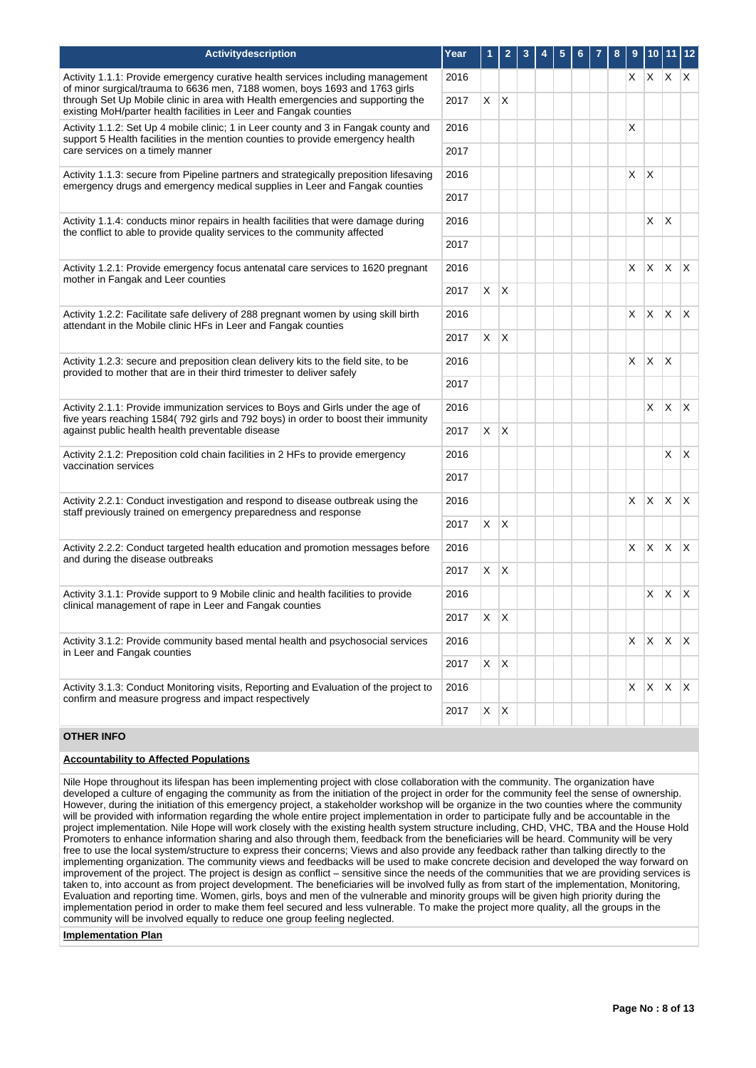| Activitydescription | Year | 1 | 2 | 3 | 4 | 5 | 6 | 7 | 8 | 9 | 10 | 11 | 12 |
|---|---|---|---|---|---|---|---|---|---|---|---|---|---|
| Activity 1.1.1: Provide emergency curative health services including management of minor surgical/trauma to 6636 men, 7188 women, boys 1693 and 1763 girls through Set Up Mobile clinic in area with Health emergencies and supporting the existing MoH/parter health facilities in Leer and Fangak counties | 2016 | | | | | | | | | X | X | X | X |
| | 2017 | X | X | | | | | | | | | | |
| Activity 1.1.2: Set Up 4 mobile clinic; 1 in Leer county and 3 in Fangak county and support 5 Health facilities in the mention counties to provide emergency health care services on a timely manner | 2016 | | | | | | | | | X | | | |
| | 2017 | | | | | | | | | | | | |
| Activity 1.1.3: secure from Pipeline partners and strategically preposition lifesaving emergency drugs and emergency medical supplies in Leer and Fangak counties | 2016 | | | | | | | | | X | X | | |
| | 2017 | | | | | | | | | | | | |
| Activity 1.1.4: conducts minor repairs in health facilities that were damage during the conflict to able to provide quality services to the community affected | 2016 | | | | | | | | | | X | X | |
| | 2017 | | | | | | | | | | | | |
| Activity 1.2.1: Provide emergency focus antenatal care services to 1620 pregnant mother in Fangak and Leer counties | 2016 | | | | | | | | | X | X | X | X |
| | 2017 | X | X | | | | | | | | | | |
| Activity 1.2.2: Facilitate safe delivery of 288 pregnant women by using skill birth attendant in the Mobile clinic HFs in Leer and Fangak counties | 2016 | | | | | | | | | X | X | X | X |
| | 2017 | X | X | | | | | | | | | | |
| Activity 1.2.3: secure and preposition clean delivery kits to the field site, to be provided to mother that are in their third trimester to deliver safely | 2016 | | | | | | | | | X | X | X | |
| | 2017 | | | | | | | | | | | | |
| Activity 2.1.1: Provide immunization services to Boys and Girls under the age of five years reaching 1584( 792 girls and 792 boys) in order to boost their immunity against public health health preventable disease | 2016 | | | | | | | | | | X | X | X |
| | 2017 | X | X | | | | | | | | | | |
| Activity 2.1.2: Preposition cold chain facilities in 2 HFs to provide emergency vaccination services | 2016 | | | | | | | | | | | X | X |
| | 2017 | | | | | | | | | | | | |
| Activity 2.2.1: Conduct investigation and respond to disease outbreak using the staff previously trained on emergency preparedness and response | 2016 | | | | | | | | | X | X | X | X |
| | 2017 | X | X | | | | | | | | | | |
| Activity 2.2.2: Conduct targeted health education and promotion messages before and during the disease outbreaks | 2016 | | | | | | | | | X | X | X | X |
| | 2017 | X | X | | | | | | | | | | |
| Activity 3.1.1: Provide support to 9 Mobile clinic and health facilities to provide clinical management of rape in Leer and Fangak counties | 2016 | | | | | | | | | | X | X | X |
| | 2017 | X | X | | | | | | | | | | |
| Activity 3.1.2: Provide community based mental health and psychosocial services in Leer and Fangak counties | 2016 | | | | | | | | | X | X | X | X |
| | 2017 | X | X | | | | | | | | | | |
| Activity 3.1.3: Conduct Monitoring visits, Reporting and Evaluation of the project to confirm and measure progress and impact respectively | 2016 | | | | | | | | | X | X | X | X |
| | 2017 | X | X | | | | | | | | | | |

## OTHER INFO

**Accountability to Affected Populations**

Nile Hope throughout its lifespan has been implementing project with close collaboration with the community. The organization have developed a culture of engaging the community as from the initiation of the project in order for the community feel the sense of ownership. However, during the initiation of this emergency project, a stakeholder workshop will be organize in the two counties where the community will be provided with information regarding the whole entire project implementation in order to participate fully and be accountable in the project implementation. Nile Hope will work closely with the existing health system structure including, CHD, VHC, TBA and the House Hold Promoters to enhance information sharing and also through them, feedback from the beneficiaries will be heard. Community will be very free to use the local system/structure to express their concerns; Views and also provide any feedback rather than talking directly to the implementing organization. The community views and feedbacks will be used to make concrete decision and developed the way forward on improvement of the project. The project is design as conflict – sensitive since the needs of the communities that we are providing services is taken to, into account as from project development. The beneficiaries will be involved fully as from start of the implementation, Monitoring, Evaluation and reporting time. Women, girls, boys and men of the vulnerable and minority groups will be given high priority during the implementation period in order to make them feel secured and less vulnerable. To make the project more quality, all the groups in the community will be involved equally to reduce one group feeling neglected.

**Implementation Plan**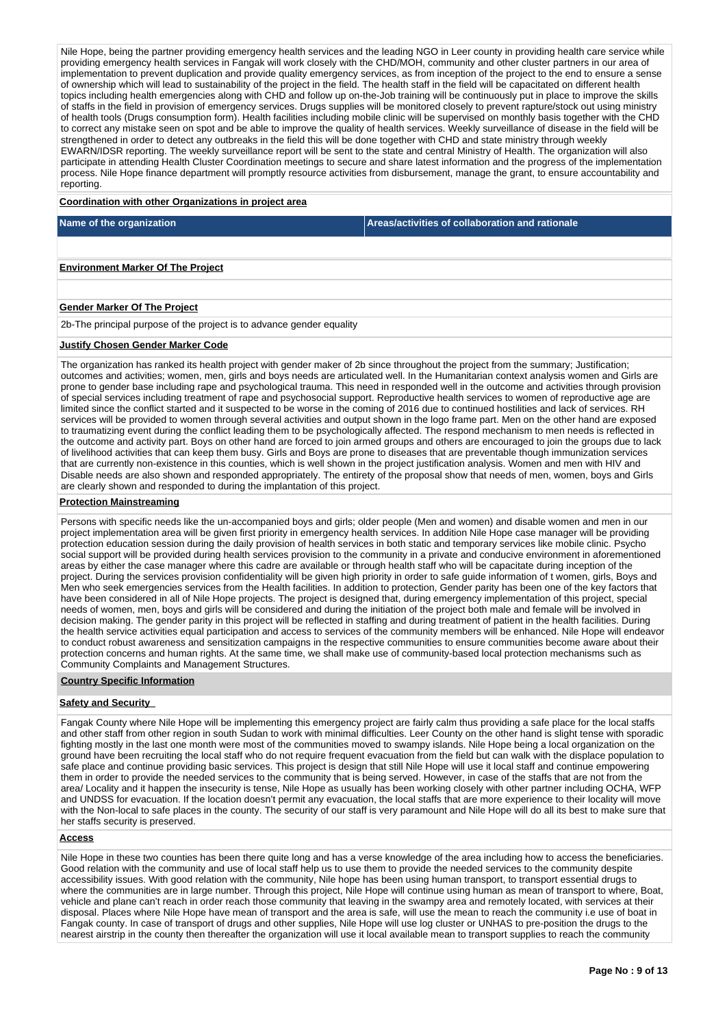Nile Hope, being the partner providing emergency health services and the leading NGO in Leer county in providing health care service while providing emergency health services in Fangak will work closely with the CHD/MOH, community and other cluster partners in our area of implementation to prevent duplication and provide quality emergency services, as from inception of the project to the end to ensure a sense of ownership which will lead to sustainability of the project in the field. The health staff in the field will be capacitated on different health topics including health emergencies along with CHD and follow up on-the-Job training will be continuously put in place to improve the skills of staffs in the field in provision of emergency services. Drugs supplies will be monitored closely to prevent rapture/stock out using ministry of health tools (Drugs consumption form). Health facilities including mobile clinic will be supervised on monthly basis together with the CHD to correct any mistake seen on spot and be able to improve the quality of health services. Weekly surveillance of disease in the field will be strengthened in order to detect any outbreaks in the field this will be done together with CHD and state ministry through weekly EWARN/IDSR reporting. The weekly surveillance report will be sent to the state and central Ministry of Health. The organization will also participate in attending Health Cluster Coordination meetings to secure and share latest information and the progress of the implementation process. Nile Hope finance department will promptly resource activities from disbursement, manage the grant, to ensure accountability and reporting.

**Coordination with other Organizations in project area**

| Name of the organization | Areas/activities of collaboration and rationale |
| --- | --- |
| | |

**Environment Marker Of The Project**

**Gender Marker Of The Project**

2b-The principal purpose of the project is to advance gender equality

**Justify Chosen Gender Marker Code**

The organization has ranked its health project with gender maker of 2b since throughout the project from the summary; Justification; outcomes and activities; women, men, girls and boys needs are articulated well. In the Humanitarian context analysis women and Girls are prone to gender base including rape and psychological trauma. This need in responded well in the outcome and activities through provision of special services including treatment of rape and psychosocial support. Reproductive health services to women of reproductive age are limited since the conflict started and it suspected to be worse in the coming of 2016 due to continued hostilities and lack of services. RH services will be provided to women through several activities and output shown in the logo frame part. Men on the other hand are exposed to traumatizing event during the conflict leading them to be psychologically affected. The respond mechanism to men needs is reflected in the outcome and activity part. Boys on other hand are forced to join armed groups and others are encouraged to join the groups due to lack of livelihood activities that can keep them busy. Girls and Boys are prone to diseases that are preventable though immunization services that are currently non-existence in this counties, which is well shown in the project justification analysis. Women and men with HIV and Disable needs are also shown and responded appropriately. The entirety of the proposal show that needs of men, women, boys and Girls are clearly shown and responded to during the implantation of this project.

**Protection Mainstreaming**

Persons with specific needs like the un-accompanied boys and girls; older people (Men and women) and disable women and men in our project implementation area will be given first priority in emergency health services. In addition Nile Hope case manager will be providing protection education session during the daily provision of health services in both static and temporary services like mobile clinic. Psycho social support will be provided during health services provision to the community in a private and conducive environment in aforementioned areas by either the case manager where this cadre are available or through health staff who will be capacitate during inception of the project. During the services provision confidentiality will be given high priority in order to safe guide information of t women, girls, Boys and Men who seek emergencies services from the Health facilities. In addition to protection, Gender parity has been one of the key factors that have been considered in all of Nile Hope projects. The project is designed that, during emergency implementation of this project, special needs of women, men, boys and girls will be considered and during the initiation of the project both male and female will be involved in decision making. The gender parity in this project will be reflected in staffing and during treatment of patient in the health facilities. During the health service activities equal participation and access to services of the community members will be enhanced. Nile Hope will endeavor to conduct robust awareness and sensitization campaigns in the respective communities to ensure communities become aware about their protection concerns and human rights. At the same time, we shall make use of community-based local protection mechanisms such as Community Complaints and Management Structures.

**Country Specific Information**

**Safety and Security**

Fangak County where Nile Hope will be implementing this emergency project are fairly calm thus providing a safe place for the local staffs and other staff from other region in south Sudan to work with minimal difficulties. Leer County on the other hand is slight tense with sporadic fighting mostly in the last one month were most of the communities moved to swampy islands. Nile Hope being a local organization on the ground have been recruiting the local staff who do not require frequent evacuation from the field but can walk with the displace population to safe place and continue providing basic services. This project is design that still Nile Hope will use it local staff and continue empowering them in order to provide the needed services to the community that is being served. However, in case of the staffs that are not from the area/ Locality and it happen the insecurity is tense, Nile Hope as usually has been working closely with other partner including OCHA, WFP and UNDSS for evacuation. If the location doesn't permit any evacuation, the local staffs that are more experience to their locality will move with the Non-local to safe places in the county. The security of our staff is very paramount and Nile Hope will do all its best to make sure that her staffs security is preserved.

**Access**

Nile Hope in these two counties has been there quite long and has a verse knowledge of the area including how to access the beneficiaries. Good relation with the community and use of local staff help us to use them to provide the needed services to the community despite accessibility issues. With good relation with the community, Nile hope has been using human transport, to transport essential drugs to where the communities are in large number. Through this project, Nile Hope will continue using human as mean of transport to where, Boat, vehicle and plane can't reach in order reach those community that leaving in the swampy area and remotely located, with services at their disposal. Places where Nile Hope have mean of transport and the area is safe, will use the mean to reach the community i.e use of boat in Fangak county. In case of transport of drugs and other supplies, Nile Hope will use log cluster or UNHAS to pre-position the drugs to the nearest airstrip in the county then thereafter the organization will use it local available mean to transport supplies to reach the community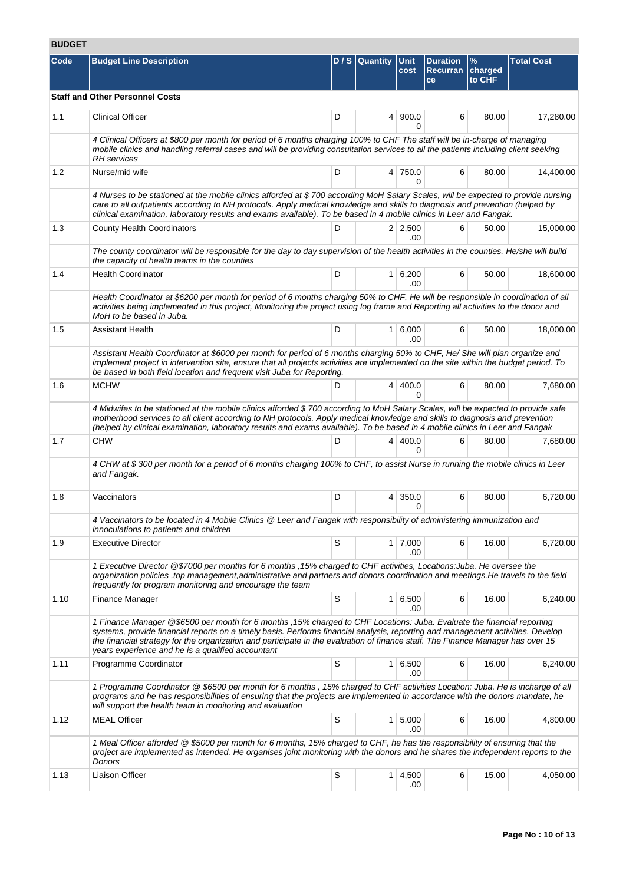**BUDGET**

| Code | Budget Line Description | D / S | Quantity | Unit cost | Duration Recurrance | % charged to CHF | Total Cost |
|---|---|---|---|---|---|---|---|
| **Staff and Other Personnel Costs** | | | | | | | |
| 1.1 | Clinical Officer | D | 4 | 900.00 | 6 | 80.00 | 17,280.00 |
| | *4 Clinical Officers at $800 per month for period of 6 months charging 100% to CHF The staff will be in-charge of managing mobile clinics and handling referral cases and will be providing consultation services to all the patients including client seeking RH services* | | | | | | |
| 1.2 | Nurse/mid wife | D | 4 | 750.00 | 6 | 80.00 | 14,400.00 |
| | *4 Nurses to be stationed at the mobile clinics afforded at $ 700 according MoH Salary Scales, will be expected to provide nursing care to all outpatients according to NH protocols. Apply medical knowledge and skills to diagnosis and prevention (helped by clinical examination, laboratory results and exams available). To be based in 4 mobile clinics in Leer and Fangak.* | | | | | | |
| 1.3 | County Health Coordinators | D | 2 | 2,500.00 | 6 | 50.00 | 15,000.00 |
| | *The county coordinator will be responsible for the day to day supervision of the health activities in the counties. He/she will build the capacity of health teams in the counties* | | | | | | |
| 1.4 | Health Coordinator | D | 1 | 6,200.00 | 6 | 50.00 | 18,600.00 |
| | *Health Coordinator at $6200 per month for period of 6 months charging 50% to CHF, He will be responsible in coordination of all activities being implemented in this project, Monitoring the project using log frame and Reporting all activities to the donor and MoH to be based in Juba.* | | | | | | |
| 1.5 | Assistant Health | D | 1 | 6,000.00 | 6 | 50.00 | 18,000.00 |
| | *Assistant Health Coordinator at $6000 per month for period of 6 months charging 50% to CHF, He/ She will plan organize and implement project in intervention site, ensure that all projects activities are implemented on the site within the budget period. To be based in both field location and frequent visit Juba for Reporting.* | | | | | | |
| 1.6 | MCHW | D | 4 | 400.00 | 6 | 80.00 | 7,680.00 |
| | *4 Midwifes to be stationed at the mobile clinics afforded $ 700 according to MoH Salary Scales, will be expected to provide safe motherhood services to all client according to NH protocols. Apply medical knowledge and skills to diagnosis and prevention (helped by clinical examination, laboratory results and exams available). To be based in 4 mobile clinics in Leer and Fangak* | | | | | | |
| 1.7 | CHW | D | 4 | 400.00 | 6 | 80.00 | 7,680.00 |
| | *4 CHW at $ 300 per month for a period of 6 months charging 100% to CHF, to assist Nurse in running the mobile clinics in Leer and Fangak.* | | | | | | |
| 1.8 | Vaccinators | D | 4 | 350.00 | 6 | 80.00 | 6,720.00 |
| | *4 Vaccinators to be located in 4 Mobile Clinics @ Leer and Fangak with responsibility of administering immunization and innoculations to patients and children* | | | | | | |
| 1.9 | Executive Director | S | 1 | 7,000.00 | 6 | 16.00 | 6,720.00 |
| | *1 Executive Director @$7000 per months for 6 months ,15% charged to CHF activities, Locations:Juba. He oversee the organization policies ,top management,administrative and partners and donors coordination and meetings.He travels to the field frequently for program monitoring and encourage the team* | | | | | | |
| 1.10 | Finance Manager | S | 1 | 6,500.00 | 6 | 16.00 | 6,240.00 |
| | *1 Finance Manager @$6500 per month for 6 months ,15% charged to CHF Locations: Juba. Evaluate the financial reporting systems, provide financial reports on a timely basis. Performs financial analysis, reporting and management activities. Develop the financial strategy for the organization and participate in the evaluation of finance staff. The Finance Manager has over 15 years experience and he is a qualified accountant* | | | | | | |
| 1.11 | Programme Coordinator | S | 1 | 6,500.00 | 6 | 16.00 | 6,240.00 |
| | *1 Programme Coordinator @ $6500 per month for 6 months , 15% charged to CHF activities Location: Juba. He is incharge of all programs and he has responsibilities of ensuring that the projects are implemented in accordance with the donors mandate, he will support the health team in monitoring and evaluation* | | | | | | |
| 1.12 | MEAL Officer | S | 1 | 5,000.00 | 6 | 16.00 | 4,800.00 |
| | *1 Meal Officer afforded @ $5000 per month for 6 months, 15% charged to CHF, he has the responsibility of ensuring that the project are implemented as intended. He organises joint monitoring with the donors and he shares the independent reports to the Donors* | | | | | | |
| 1.13 | Liaison Officer | S | 1 | 4,500.00 | 6 | 15.00 | 4,050.00 |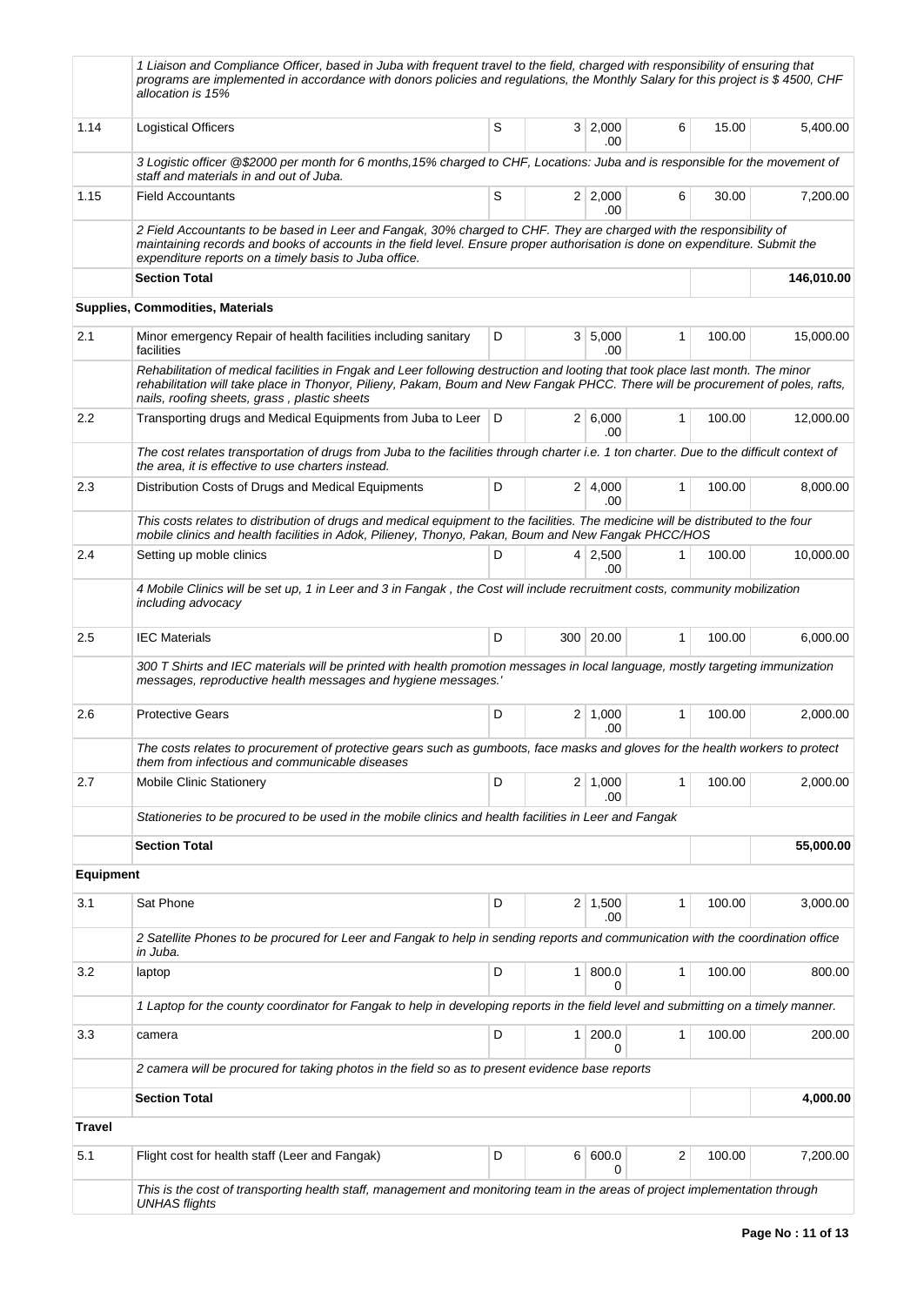| | | | | | | | |
|---|---|---|---|---|---|---|---|
| | *1 Liaison and Compliance Officer, based in Juba with frequent travel to the field, charged with responsibility of ensuring that programs are implemented in accordance with donors policies and regulations, the Monthly Salary for this project is $ 4500, CHF allocation is 15%* | | | | | | |
| 1.14 | Logistical Officers | S | 3 | 2,000.00 | 6 | 15.00 | 5,400.00 |
| | *3 Logistic officer @$2000 per month for 6 months,15% charged to CHF, Locations: Juba and is responsible for the movement of staff and materials in and out of Juba.* | | | | | | |
| 1.15 | Field Accountants | S | 2 | 2,000.00 | 6 | 30.00 | 7,200.00 |
| | *2 Field Accountants to be based in Leer and Fangak, 30% charged to CHF. They are charged with the responsibility of maintaining records and books of accounts in the field level. Ensure proper authorisation is done on expenditure. Submit the expenditure reports on a timely basis to Juba office.* | | | | | | |
| | **Section Total** | | | | | | **146,010.00** |
| | **Supplies, Commodities, Materials** | | | | | | |
| 2.1 | Minor emergency Repair of health facilities including sanitary facilities | D | 3 | 5,000.00 | 1 | 100.00 | 15,000.00 |
| | *Rehabilitation of medical facilities in Fngak and Leer following destruction and looting that took place last month. The minor rehabilitation will take place in Thonyor, Pilieny, Pakam, Boum and New Fangak PHCC. There will be procurement of poles, rafts, nails, roofing sheets, grass , plastic sheets* | | | | | | |
| 2.2 | Transporting drugs and Medical Equipments from Juba to Leer | D | 2 | 6,000.00 | 1 | 100.00 | 12,000.00 |
| | *The cost relates transportation of drugs from Juba to the facilities through charter i.e. 1 ton charter. Due to the difficult context of the area, it is effective to use charters instead.* | | | | | | |
| 2.3 | Distribution Costs of Drugs and Medical Equipments | D | 2 | 4,000.00 | 1 | 100.00 | 8,000.00 |
| | *This costs relates to distribution of drugs and medical equipment to the facilities. The medicine will be distributed to the four mobile clinics and health facilities in Adok, Pilieney, Thonyo, Pakan, Boum and New Fangak PHCC/HOS* | | | | | | |
| 2.4 | Setting up moble clinics | D | 4 | 2,500.00 | 1 | 100.00 | 10,000.00 |
| | *4 Mobile Clinics will be set up, 1 in Leer and 3 in Fangak , the Cost will include recruitment costs, community mobilization including advocacy* | | | | | | |
| 2.5 | IEC Materials | D | 300 | 20.00 | 1 | 100.00 | 6,000.00 |
| | *300 T Shirts and IEC materials will be printed with health promotion messages in local language, mostly targeting immunization messages, reproductive health messages and hygiene messages.'* | | | | | | |
| 2.6 | Protective Gears | D | 2 | 1,000.00 | 1 | 100.00 | 2,000.00 |
| | *The costs relates to procurement of protective gears such as gumboots, face masks and gloves for the health workers to protect them from infectious and communicable diseases* | | | | | | |
| 2.7 | Mobile Clinic Stationery | D | 2 | 1,000.00 | 1 | 100.00 | 2,000.00 |
| | *Stationeries to be procured to be used in the mobile clinics and health facilities in Leer and Fangak* | | | | | | |
| | **Section Total** | | | | | | **55,000.00** |
| **Equipment** | | | | | | | |
| 3.1 | Sat Phone | D | 2 | 1,500.00 | 1 | 100.00 | 3,000.00 |
| | *2 Satellite Phones to be procured for Leer and Fangak to help in sending reports and communication with the coordination office in Juba.* | | | | | | |
| 3.2 | laptop | D | 1 | 800.00 | 1 | 100.00 | 800.00 |
| | *1 Laptop for the county coordinator for Fangak to help in developing reports in the field level and submitting on a timely manner.* | | | | | | |
| 3.3 | camera | D | 1 | 200.00 | 1 | 100.00 | 200.00 |
| | *2 camera will be procured for taking photos in the field so as to present evidence base reports* | | | | | | |
| | **Section Total** | | | | | | **4,000.00** |
| **Travel** | | | | | | | |
| 5.1 | Flight cost for health staff (Leer and Fangak) | D | 6 | 600.00 | 2 | 100.00 | 7,200.00 |
| | *This is the cost of transporting health staff, management and monitoring team in the areas of project implementation through UNHAS flights* | | | | | | |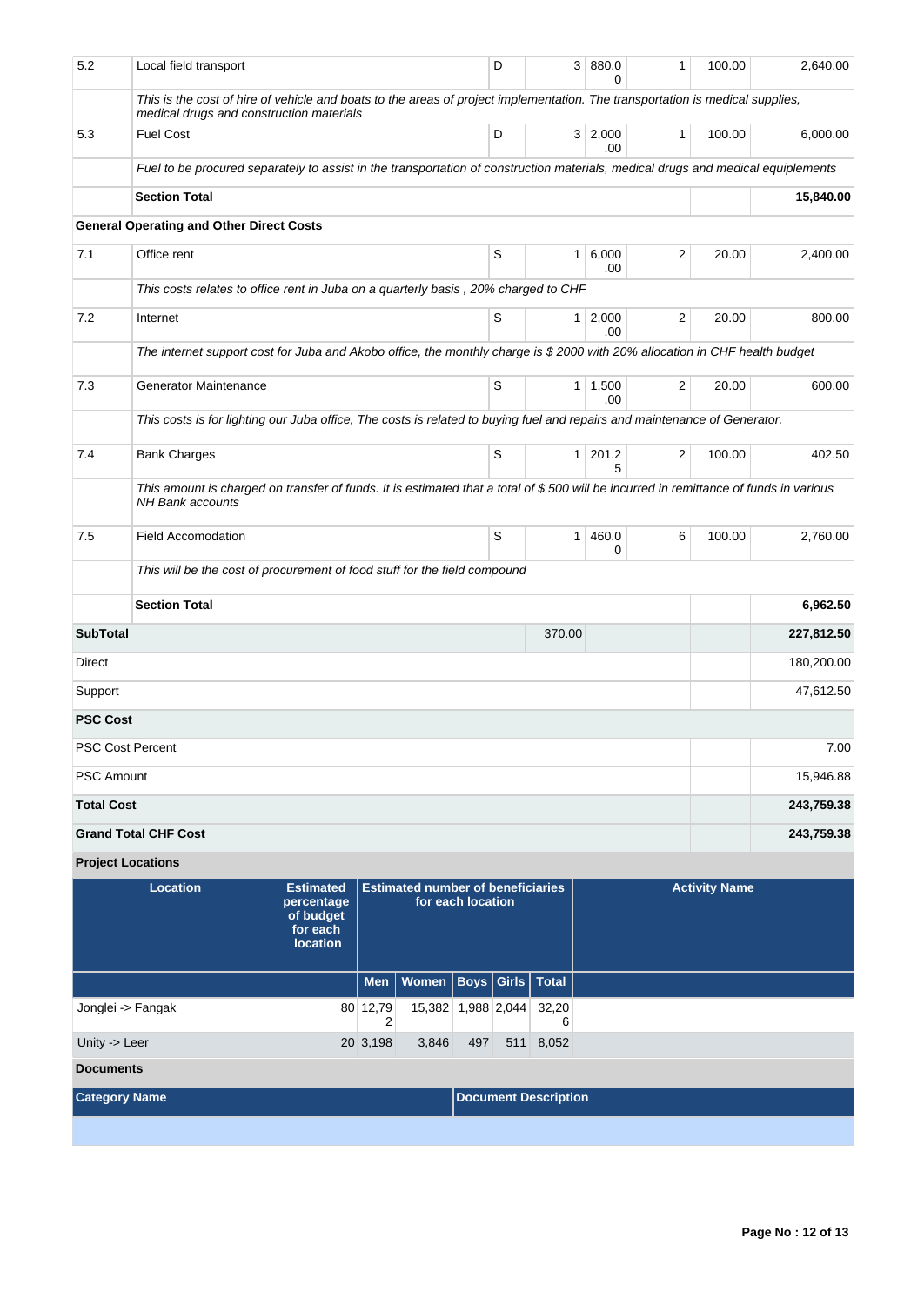| | | | | | | | |
|---|---|---|---|---|---|---|---|
| 5.2 | Local field transport | D | 3 | 880.00 | 1 | 100.00 | 2,640.00 |
| | *This is the cost of hire of vehicle and boats to the areas of project implementation. The transportation is medical supplies, medical drugs and construction materials* | | | | | | |
| 5.3 | Fuel Cost | D | 3 | 2,000.00 | 1 | 100.00 | 6,000.00 |
| | *Fuel to be procured separately to assist in the transportation of construction materials, medical drugs and medical equiplements* | | | | | | |
| | **Section Total** | | | | | | **15,840.00** |
| **General Operating and Other Direct Costs** | | | | | | | |
| 7.1 | Office rent | S | 1 | 6,000.00 | 2 | 20.00 | 2,400.00 |
| | *This costs relates to office rent in Juba on a quarterly basis , 20% charged to CHF* | | | | | | |
| 7.2 | Internet | S | 1 | 2,000.00 | 2 | 20.00 | 800.00 |
| | *The internet support cost for Juba and Akobo office, the monthly charge is $ 2000 with 20% allocation in CHF health budget* | | | | | | |
| 7.3 | Generator Maintenance | S | 1 | 1,500.00 | 2 | 20.00 | 600.00 |
| | *This costs is for lighting our Juba office, The costs is related to buying fuel and repairs and maintenance of Generator.* | | | | | | |
| 7.4 | Bank Charges | S | 1 | 201.25 | 2 | 100.00 | 402.50 |
| | *This amount is charged on transfer of funds. It is estimated that a total of $ 500 will be incurred in remittance of funds in various NH Bank accounts* | | | | | | |
| 7.5 | Field Accomodation | S | 1 | 460.00 | 6 | 100.00 | 2,760.00 |
| | *This will be the cost of procurement of food stuff for the field compound* | | | | | | |
| | **Section Total** | | | | | | **6,962.50** |
| **SubTotal** | | | 370.00 | | | | **227,812.50** |
| Direct | | | | | | | 180,200.00 |
| Support | | | | | | | 47,612.50 |
| **PSC Cost** | | | | | | | |
| PSC Cost Percent | | | | | | | 7.00 |
| PSC Amount | | | | | | | 15,946.88 |
| **Total Cost** | | | | | | | **243,759.38** |
| **Grand Total CHF Cost** | | | | | | | **243,759.38** |

**Project Locations**

| Location | Estimated percentage of budget for each location | Estimated number of beneficiaries for each location | | | | | Activity Name |
|---|---|---|---|---|---|---|---|
| | | Men | Women | Boys | Girls | Total | |
| Jonglei -> Fangak | 80 | 12,792 | 15,382 | 1,988 | 2,044 | 32,206 | |
| Unity -> Leer | 20 | 3,198 | 3,846 | 497 | 511 | 8,052 | |

**Documents**

| Category Name | Document Description |
|---|---|
| | |